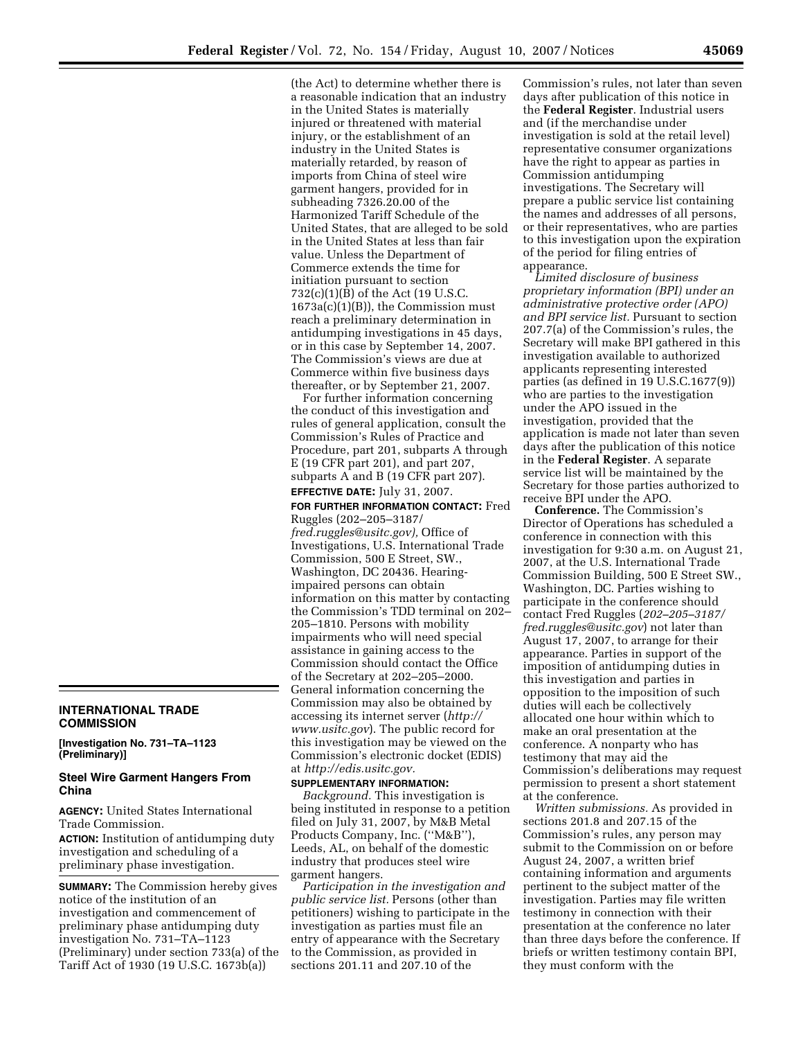## INTERNATIONAL TRADE COMMISSION

**[Investigation No. 731–TA–1123 (Preliminary)]**

### Steel Wire Garment Hangers From China

**AGENCY:** United States International Trade Commission.

**ACTION:** Institution of antidumping duty investigation and scheduling of a preliminary phase investigation.

**SUMMARY:** The Commission hereby gives notice of the institution of an investigation and commencement of preliminary phase antidumping duty investigation No. 731–TA–1123 (Preliminary) under section 733(a) of the Tariff Act of 1930 (19 U.S.C. 1673b(a)) (the Act) to determine whether there is a reasonable indication that an industry in the United States is materially injured or threatened with material injury, or the establishment of an industry in the United States is materially retarded, by reason of imports from China of steel wire garment hangers, provided for in subheading 7326.20.00 of the Harmonized Tariff Schedule of the United States, that are alleged to be sold in the United States at less than fair value. Unless the Department of Commerce extends the time for initiation pursuant to section 732(c)(1)(B) of the Act (19 U.S.C. 1673a(c)(1)(B)), the Commission must reach a preliminary determination in antidumping investigations in 45 days, or in this case by September 14, 2007. The Commission's views are due at Commerce within five business days thereafter, or by September 21, 2007.

For further information concerning the conduct of this investigation and rules of general application, consult the Commission's Rules of Practice and Procedure, part 201, subparts A through E (19 CFR part 201), and part 207, subparts A and B (19 CFR part 207).

**EFFECTIVE DATE:** July 31, 2007.

**FOR FURTHER INFORMATION CONTACT:** Fred Ruggles (202–205–3187/ *fred.ruggles@usitc.gov),* Office of Investigations, U.S. International Trade Commission, 500 E Street, SW., Washington, DC 20436. Hearing-impaired persons can obtain information on this matter by contacting the Commission's TDD terminal on 202–205–1810. Persons with mobility impairments who will need special assistance in gaining access to the Commission should contact the Office of the Secretary at 202–205–2000. General information concerning the Commission may also be obtained by accessing its internet server (*http://www.usitc.gov*). The public record for this investigation may be viewed on the Commission's electronic docket (EDIS) at *http://edis.usitc.gov.*

**SUPPLEMENTARY INFORMATION:**

*Background.* This investigation is being instituted in response to a petition filed on July 31, 2007, by M&B Metal Products Company, Inc. (''M&B''), Leeds, AL, on behalf of the domestic industry that produces steel wire garment hangers.

*Participation in the investigation and public service list.* Persons (other than petitioners) wishing to participate in the investigation as parties must file an entry of appearance with the Secretary to the Commission, as provided in sections 201.11 and 207.10 of the Commission's rules, not later than seven days after publication of this notice in the **Federal Register**. Industrial users and (if the merchandise under investigation is sold at the retail level) representative consumer organizations have the right to appear as parties in Commission antidumping investigations. The Secretary will prepare a public service list containing the names and addresses of all persons, or their representatives, who are parties to this investigation upon the expiration of the period for filing entries of appearance.

*Limited disclosure of business proprietary information (BPI) under an administrative protective order (APO) and BPI service list.* Pursuant to section 207.7(a) of the Commission's rules, the Secretary will make BPI gathered in this investigation available to authorized applicants representing interested parties (as defined in 19 U.S.C.1677(9)) who are parties to the investigation under the APO issued in the investigation, provided that the application is made not later than seven days after the publication of this notice in the **Federal Register**. A separate service list will be maintained by the Secretary for those parties authorized to receive BPI under the APO.

**Conference.** The Commission's Director of Operations has scheduled a conference in connection with this investigation for 9:30 a.m. on August 21, 2007, at the U.S. International Trade Commission Building, 500 E Street SW., Washington, DC. Parties wishing to participate in the conference should contact Fred Ruggles (*202–205–3187/ fred.ruggles@usitc.gov*) not later than August 17, 2007, to arrange for their appearance. Parties in support of the imposition of antidumping duties in this investigation and parties in opposition to the imposition of such duties will each be collectively allocated one hour within which to make an oral presentation at the conference. A nonparty who has testimony that may aid the Commission's deliberations may request permission to present a short statement at the conference.

*Written submissions.* As provided in sections 201.8 and 207.15 of the Commission's rules, any person may submit to the Commission on or before August 24, 2007, a written brief containing information and arguments pertinent to the subject matter of the investigation. Parties may file written testimony in connection with their presentation at the conference no later than three days before the conference. If briefs or written testimony contain BPI, they must conform with the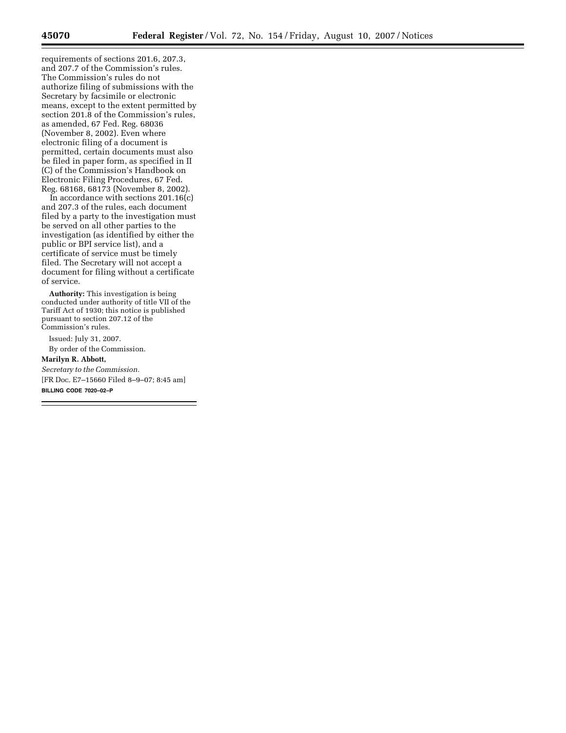requirements of sections 201.6, 207.3, and 207.7 of the Commission's rules. The Commission's rules do not authorize filing of submissions with the Secretary by facsimile or electronic means, except to the extent permitted by section 201.8 of the Commission's rules, as amended, 67 Fed. Reg. 68036 (November 8, 2002). Even where electronic filing of a document is permitted, certain documents must also be filed in paper form, as specified in II (C) of the Commission's Handbook on Electronic Filing Procedures, 67 Fed. Reg. 68168, 68173 (November 8, 2002).

In accordance with sections 201.16(c) and 207.3 of the rules, each document filed by a party to the investigation must be served on all other parties to the investigation (as identified by either the public or BPI service list), and a certificate of service must be timely filed. The Secretary will not accept a document for filing without a certificate of service.

**Authority:** This investigation is being conducted under authority of title VII of the Tariff Act of 1930; this notice is published pursuant to section 207.12 of the Commission's rules.

Issued: July 31, 2007.

By order of the Commission.

**Marilyn R. Abbott,**

*Secretary to the Commission.*

[FR Doc. E7–15660 Filed 8–9–07; 8:45 am]

**BILLING CODE 7020–02–P**